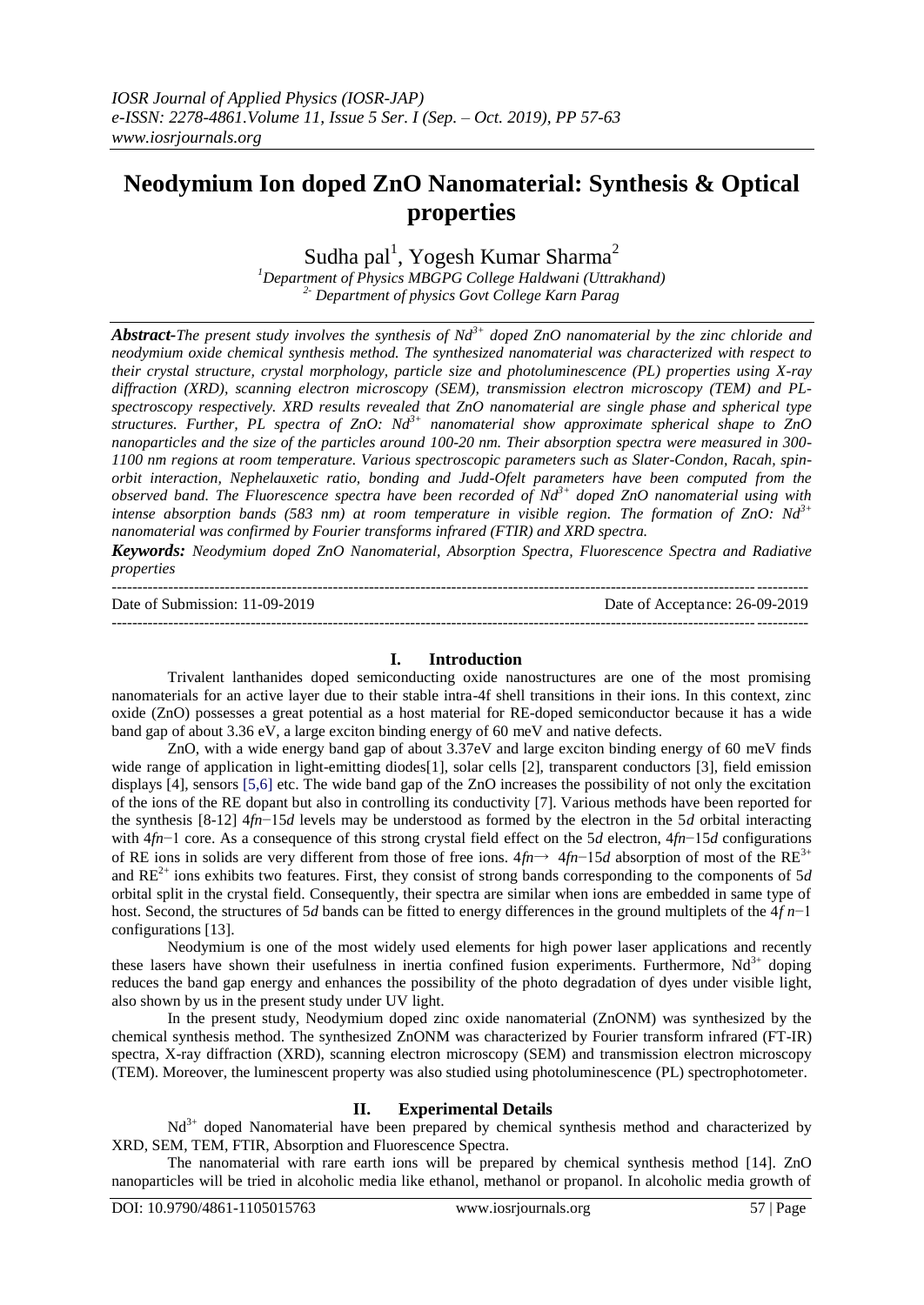# Neodymium Ion doped ZnO Nanomaterial: Synthesis & Optical properties

Sudha pal[1], Yogesh Kumar Sharma[2]

[1]Department of Physics MBGPG College Haldwani (Uttrakhand)
[2] Department of physics Govt College Karn Parag

***Abstract-*** *The present study involves the synthesis of $Nd^{3+}$ doped ZnO nanomaterial by the zinc chloride and neodymium oxide chemical synthesis method. The synthesized nanomaterial was characterized with respect to their crystal structure, crystal morphology, particle size and photoluminescence (PL) properties using X-ray diffraction (XRD), scanning electron microscopy (SEM), transmission electron microscopy (TEM) and PL-spectroscopy respectively. XRD results revealed that ZnO nanomaterial are single phase and spherical type structures. Further, PL spectra of ZnO: $Nd^{3+}$ nanomaterial show approximate spherical shape to ZnO nanoparticles and the size of the particles around 100-20 nm. Their absorption spectra were measured in 300-1100 nm regions at room temperature. Various spectroscopic parameters such as Slater-Condon, Racah, spin-orbit interaction, Nephelauxetic ratio, bonding and Judd-Ofelt parameters have been computed from the observed band. The Fluorescence spectra have been recorded of $Nd^{3+}$ doped ZnO nanomaterial using with intense absorption bands (583 nm) at room temperature in visible region. The formation of ZnO: $Nd^{3+}$ nanomaterial was confirmed by Fourier transforms infrared (FTIR) and XRD spectra.*

***Keywords:*** *Neodymium doped ZnO Nanomaterial, Absorption Spectra, Fluorescence Spectra and Radiative properties*

Date of Submission: 11-09-2019 Date of Acceptance: 26-09-2019

## I. Introduction

Trivalent lanthanides doped semiconducting oxide nanostructures are one of the most promising nanomaterials for an active layer due to their stable intra-4f shell transitions in their ions. In this context, zinc oxide (ZnO) possesses a great potential as a host material for RE-doped semiconductor because it has a wide band gap of about 3.36 eV, a large exciton binding energy of 60 meV and native defects.

ZnO, with a wide energy band gap of about 3.37eV and large exciton binding energy of 60 meV finds wide range of application in light-emitting diodes[1], solar cells [2], transparent conductors [3], field emission displays [4], sensors [5,6] etc. The wide band gap of the ZnO increases the possibility of not only the excitation of the ions of the RE dopant but also in controlling its conductivity [7]. Various methods have been reported for the synthesis [8-12] $4f^{n-1}5d$ levels may be understood as formed by the electron in the 5*d* orbital interacting with $4f^{n-1}$ core. As a consequence of this strong crystal field effect on the 5*d* electron, $4f^{n-1}5d$ configurations of RE ions in solids are very different from those of free ions. $4f^n \rightarrow 4f^{n-1}5d$ absorption of most of the $RE^{3+}$ and $RE^{2+}$ ions exhibits two features. First, they consist of strong bands corresponding to the components of 5*d* orbital split in the crystal field. Consequently, their spectra are similar when ions are embedded in same type of host. Second, the structures of 5*d* bands can be fitted to energy differences in the ground multiplets of the $4f^{n-1}$ configurations [13].

Neodymium is one of the most widely used elements for high power laser applications and recently these lasers have shown their usefulness in inertia confined fusion experiments. Furthermore, $Nd^{3+}$ doping reduces the band gap energy and enhances the possibility of the photo degradation of dyes under visible light, also shown by us in the present study under UV light.

In the present study, Neodymium doped zinc oxide nanomaterial (ZnONM) was synthesized by the chemical synthesis method. The synthesized ZnONM was characterized by Fourier transform infrared (FT-IR) spectra, X-ray diffraction (XRD), scanning electron microscopy (SEM) and transmission electron microscopy (TEM). Moreover, the luminescent property was also studied using photoluminescence (PL) spectrophotometer.

## II. Experimental Details

$Nd^{3+}$ doped Nanomaterial have been prepared by chemical synthesis method and characterized by XRD, SEM, TEM, FTIR, Absorption and Fluorescence Spectra.

The nanomaterial with rare earth ions will be prepared by chemical synthesis method [14]. ZnO nanoparticles will be tried in alcoholic media like ethanol, methanol or propanol. In alcoholic media growth of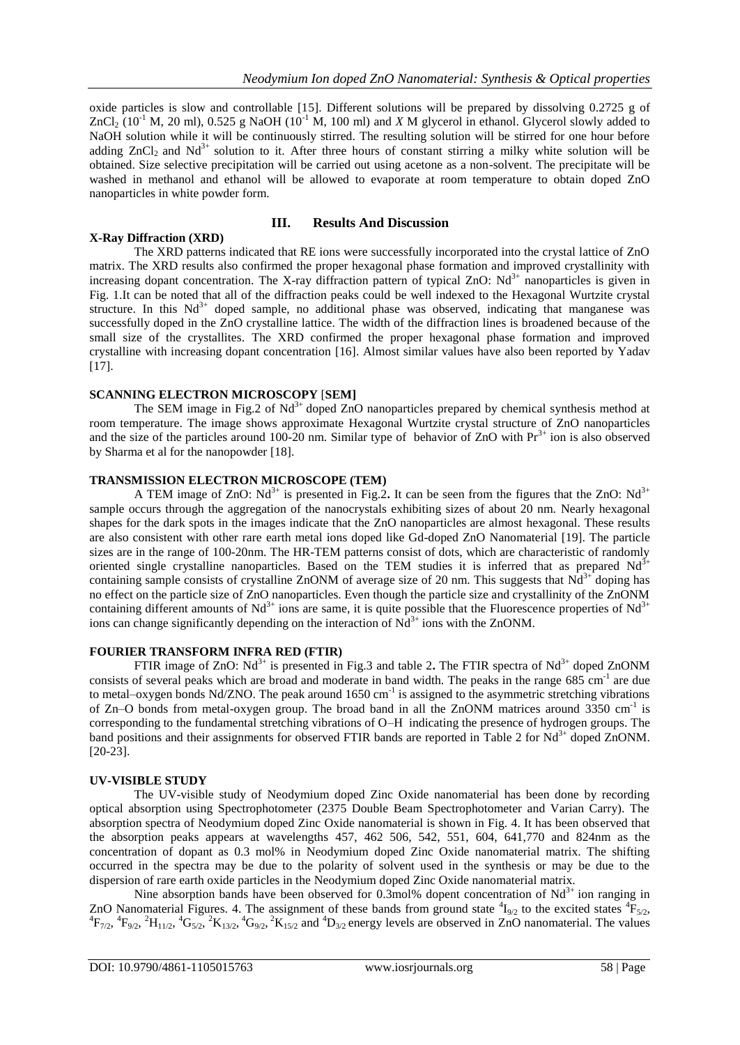oxide particles is slow and controllable [15]. Different solutions will be prepared by dissolving 0.2725 g of $ZnCl_2$ ($10^{-1}$ M, 20 ml), 0.525 g NaOH ($10^{-1}$ M, 100 ml) and *X* M glycerol in ethanol. Glycerol slowly added to NaOH solution while it will be continuously stirred. The resulting solution will be stirred for one hour before adding $ZnCl_2$ and $Nd^{3+}$ solution to it. After three hours of constant stirring a milky white solution will be obtained. Size selective precipitation will be carried out using acetone as a non-solvent. The precipitate will be washed in methanol and ethanol will be allowed to evaporate at room temperature to obtain doped ZnO nanoparticles in white powder form.

## III. Results And Discussion

### X-Ray Diffraction (XRD)

The XRD patterns indicated that RE ions were successfully incorporated into the crystal lattice of ZnO matrix. The XRD results also confirmed the proper hexagonal phase formation and improved crystallinity with increasing dopant concentration. The X-ray diffraction pattern of typical ZnO: $Nd^{3+}$ nanoparticles is given in Fig. 1.It can be noted that all of the diffraction peaks could be well indexed to the Hexagonal Wurtzite crystal structure. In this $Nd^{3+}$ doped sample, no additional phase was observed, indicating that manganese was successfully doped in the ZnO crystalline lattice. The width of the diffraction lines is broadened because of the small size of the crystallites. The XRD confirmed the proper hexagonal phase formation and improved crystalline with increasing dopant concentration [16]. Almost similar values have also been reported by Yadav [17].

### SCANNING ELECTRON MICROSCOPY [SEM]

The SEM image in Fig.2 of $Nd^{3+}$ doped ZnO nanoparticles prepared by chemical synthesis method at room temperature. The image shows approximate Hexagonal Wurtzite crystal structure of ZnO nanoparticles and the size of the particles around 100-20 nm. Similar type of behavior of ZnO with $Pr^{3+}$ ion is also observed by Sharma et al for the nanopowder [18].

### TRANSMISSION ELECTRON MICROSCOPE (TEM)

A TEM image of ZnO: $Nd^{3+}$ is presented in Fig.2**.** It can be seen from the figures that the ZnO: $Nd^{3+}$ sample occurs through the aggregation of the nanocrystals exhibiting sizes of about 20 nm. Nearly hexagonal shapes for the dark spots in the images indicate that the ZnO nanoparticles are almost hexagonal. These results are also consistent with other rare earth metal ions doped like Gd-doped ZnO Nanomaterial [19]. The particle sizes are in the range of 100-20nm. The HR-TEM patterns consist of dots, which are characteristic of randomly oriented single crystalline nanoparticles. Based on the TEM studies it is inferred that as prepared $Nd^{3+}$ containing sample consists of crystalline ZnONM of average size of 20 nm. This suggests that $Nd^{3+}$ doping has no effect on the particle size of ZnO nanoparticles. Even though the particle size and crystallinity of the ZnONM containing different amounts of $Nd^{3+}$ ions are same, it is quite possible that the Fluorescence properties of $Nd^{3+}$ ions can change significantly depending on the interaction of $Nd^{3+}$ ions with the ZnONM.

### FOURIER TRANSFORM INFRA RED (FTIR)

FTIR image of ZnO: $Nd^{3+}$ is presented in Fig.3 and table 2**.** The FTIR spectra of $Nd^{3+}$ doped ZnONM consists of several peaks which are broad and moderate in band width. The peaks in the range 685 $cm^{-1}$ are due to metal–oxygen bonds Nd/ZNO. The peak around 1650 $cm^{-1}$ is assigned to the asymmetric stretching vibrations of Zn–O bonds from metal-oxygen group. The broad band in all the ZnONM matrices around 3350 $cm^{-1}$ is corresponding to the fundamental stretching vibrations of O–H indicating the presence of hydrogen groups. The band positions and their assignments for observed FTIR bands are reported in Table 2 for $Nd^{3+}$ doped ZnONM. [20-23].

### UV-VISIBLE STUDY

The UV-visible study of Neodymium doped Zinc Oxide nanomaterial has been done by recording optical absorption using Spectrophotometer (2375 Double Beam Spectrophotometer and Varian Carry). The absorption spectra of Neodymium doped Zinc Oxide nanomaterial is shown in Fig. 4. It has been observed that the absorption peaks appears at wavelengths 457, 462 506, 542, 551, 604, 641,770 and 824nm as the concentration of dopant as 0.3 mol% in Neodymium doped Zinc Oxide nanomaterial matrix. The shifting occurred in the spectra may be due to the polarity of solvent used in the synthesis or may be due to the dispersion of rare earth oxide particles in the Neodymium doped Zinc Oxide nanomaterial matrix.

Nine absorption bands have been observed for 0.3mol% dopent concentration of $Nd^{3+}$ ion ranging in ZnO Nanomaterial Figures. 4. The assignment of these bands from ground state $^4I_{9/2}$ to the excited states $^4F_{5/2}$, $^4F_{7/2}$, $^4F_{9/2}$, $^2H_{11/2}$, $^4G_{5/2}$, $^2K_{13/2}$, $^4G_{9/2}$, $^2K_{15/2}$ and $^4D_{3/2}$ energy levels are observed in ZnO nanomaterial. The values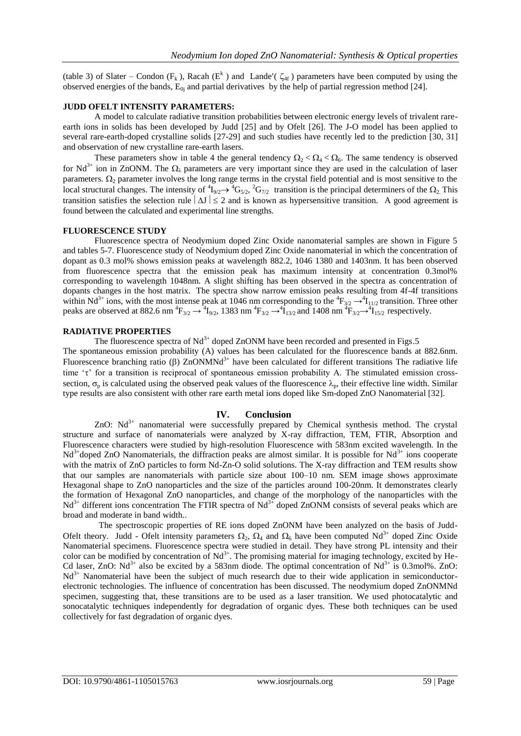(table 3) of Slater – Condon ($F_k$ ), Racah ($E^k$ ) and Lande′( $\zeta_{4f}$ ) parameters have been computed by using the observed energies of the bands, $E_{0j}$ and partial derivatives by the help of partial regression method [24].

**JUDD OFELT INTENSITY PARAMETERS:**

A model to calculate radiative transition probabilities between electronic energy levels of trivalent rare-earth ions in solids has been developed by Judd [25] and by Ofelt [26]. The J-O model has been applied to several rare-earth-doped crystalline solids [27-29] and such studies have recently led to the prediction [30, 31] and observation of new crystalline rare-earth lasers.

These parameters show in table 4 the general tendency $\Omega_2 < \Omega_4 < \Omega_6$. The same tendency is observed for $Nd^{3+}$ ion in ZnONM. The $\Omega_\lambda$ parameters are very important since they are used in the calculation of laser parameters. $\Omega_2$ parameter involves the long range terms in the crystal field potential and is most sensitive to the local structural changes. The intensity of $^4I_{9/2} \rightarrow {}^4G_{5/2}$, $^2G_{7/2}$ transition is the principal determiners of the $\Omega_2$. This transition satisfies the selection rule $|\Delta J| \leq 2$ and is known as hypersensitive transition. A good agreement is found between the calculated and experimental line strengths.

**FLUORESCENCE STUDY**

Fluorescence spectra of Neodymium doped Zinc Oxide nanomaterial samples are shown in Figure 5 and tables 5-7. Fluorescence study of Neodymium doped Zinc Oxide nanomaterial in which the concentration of dopant as 0.3 mol% shows emission peaks at wavelength 882.2, 1046 1380 and 1403nm. It has been observed from fluorescence spectra that the emission peak has maximum intensity at concentration 0.3mol% corresponding to wavelength 1048nm. A slight shifting has been observed in the spectra as concentration of dopants changes in the host matrix. The spectra show narrow emission peaks resulting from 4f-4f transitions within $Nd^{3+}$ ions, with the most intense peak at 1046 nm corresponding to the $^4F_{3/2} \rightarrow {}^4I_{11/2}$ transition. Three other peaks are observed at 882.6 nm $^4F_{3/2} \rightarrow {}^4I_{9/2}$, 1383 nm $^4F_{3/2} \rightarrow {}^4I_{13/2}$ and 1408 nm $^4F_{3/2} \rightarrow {}^4I_{15/2}$ respectively.

**RADIATIVE PROPERTIES**

The fluorescence spectra of $Nd^{3+}$ doped ZnONM have been recorded and presented in Figs.5

The spontaneous emission probability (A) values has been calculated for the fluorescence bands at 882.6nm. Fluorescence branching ratio (β) ZnONM$Nd^{3+}$ have been calculated for different transitions The radiative life time 'τ' for a transition is reciprocal of spontaneous emission probability A. The stimulated emission cross-section, $\sigma_p$ is calculated using the observed peak values of the fluorescence $\lambda_p$, their effective line width. Similar type results are also consistent with other rare earth metal ions doped like Sm-doped ZnO Nanomaterial [32].

## IV. Conclusion

ZnO: $Nd^{3+}$ nanomaterial were successfully prepared by Chemical synthesis method. The crystal structure and surface of nanomaterials were analyzed by X-ray diffraction, TEM, FTIR, Absorption and Fluorescence characters were studied by high-resolution Fluorescence with 583nm excited wavelength. In the $Nd^{3+}$doped ZnO Nanomaterials, the diffraction peaks are almost similar. It is possible for $Nd^{3+}$ ions cooperate with the matrix of ZnO particles to form Nd-Zn-O solid solutions. The X-ray diffraction and TEM results show that our samples are nanomaterials with particle size about 100–10 nm. SEM image shows approximate Hexagonal shape to ZnO nanoparticles and the size of the particles around 100-20nm. It demonstrates clearly the formation of Hexagonal ZnO nanoparticles, and change of the morphology of the nanoparticles with the $Nd^{3+}$ different ions concentration The FTIR spectra of $Nd^{3+}$ doped ZnONM consists of several peaks which are broad and moderate in band width..

The spectroscopic properties of RE ions doped ZnONM have been analyzed on the basis of Judd-Ofelt theory. Judd - Ofelt intensity parameters $\Omega_2$, $\Omega_4$ and $\Omega_6$ have been computed $Nd^{3+}$ doped Zinc Oxide Nanomaterial specimens. Fluorescence spectra were studied in detail. They have strong PL intensity and their color can be modified by concentration of $Nd^{3+}$. The promising material for imaging technology, excited by He-Cd laser, ZnO: $Nd^{3+}$ also be excited by a 583nm diode. The optimal concentration of $Nd^{3+}$ is 0.3mol%. ZnO: $Nd^{3+}$ Nanomaterial have been the subject of much research due to their wide application in semiconductor-electronic technologies. The influence of concentration has been discussed. The neodymium doped ZnONMNd specimen, suggesting that, these transitions are to be used as a laser transition. We used photocatalytic and sonocatalytic techniques independently for degradation of organic dyes. These both techniques can be used collectively for fast degradation of organic dyes.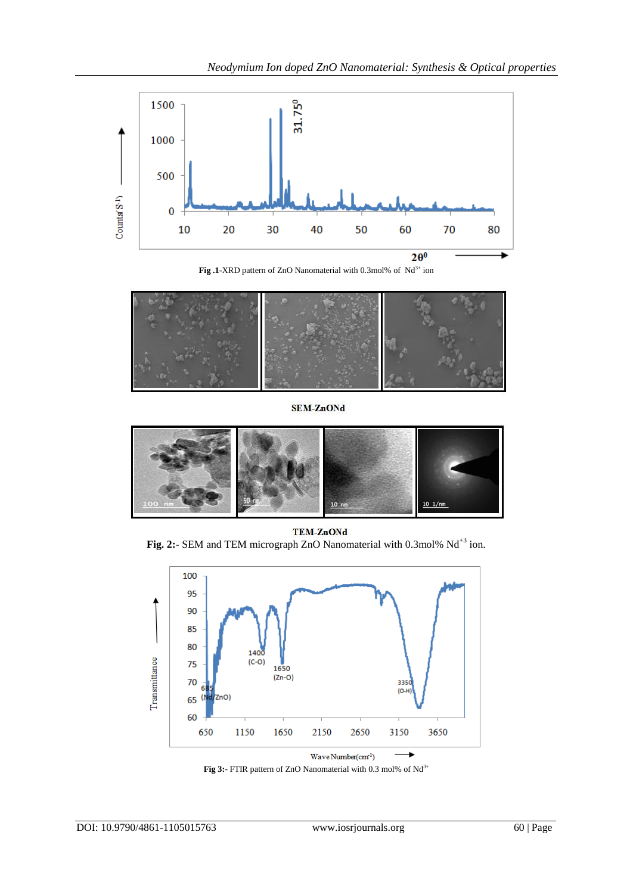**Fig .1**-XRD pattern of ZnO Nanomaterial with 0.3mol% of $Nd^{3+}$ ion

SEM-ZnONd

TEM-ZnONd

**Fig. 2:-** SEM and TEM micrograph ZnO Nanomaterial with 0.3mol% $Nd^{+3}$ ion.

**Fig 3:-** FTIR pattern of ZnO Nanomaterial with 0.3 mol% of $Nd^{3+}$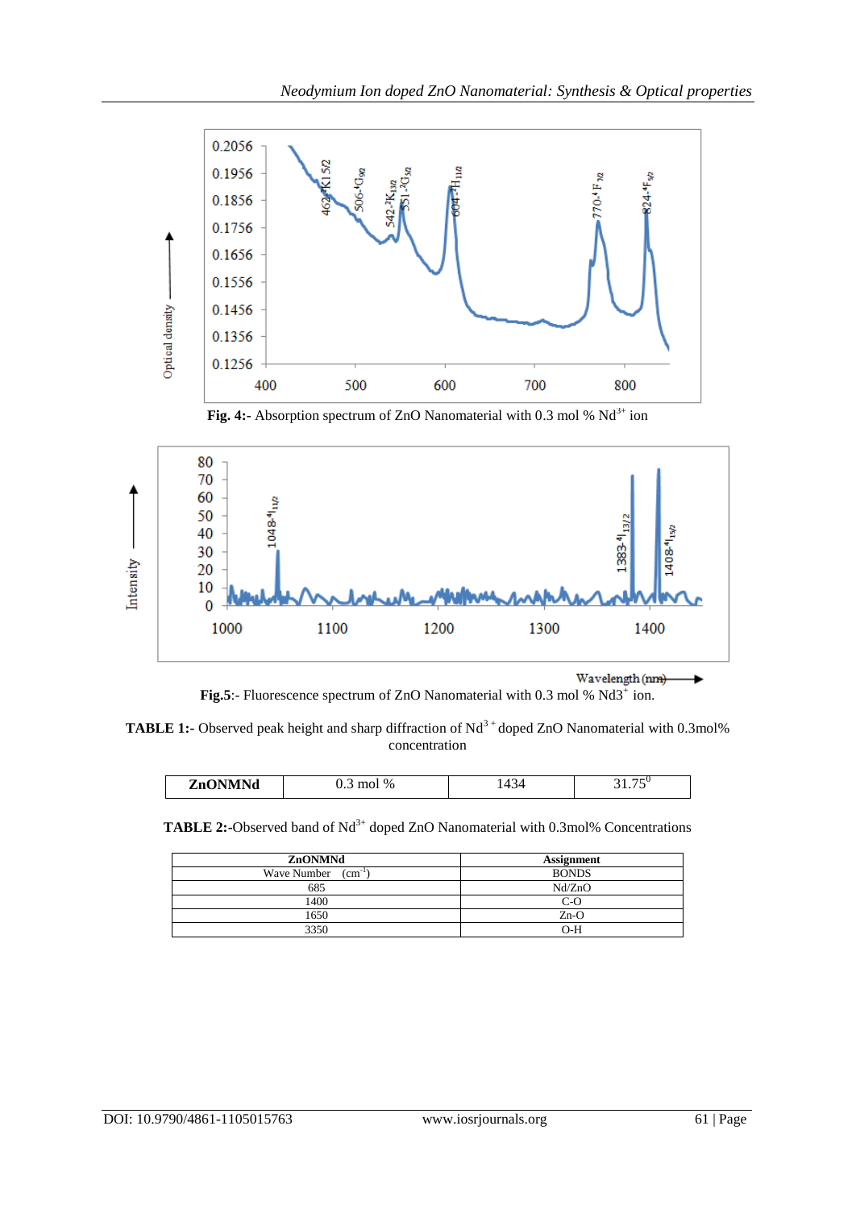Fig. 4:- Absorption spectrum of ZnO Nanomaterial with 0.3 mol % $Nd^{3+}$ ion

Fig.5:- Fluorescence spectrum of ZnO Nanomaterial with 0.3 mol % $Nd3^{+}$ ion.

**TABLE 1:-** Observed peak height and sharp diffraction of $Nd^{3+}$ doped ZnO Nanomaterial with 0.3mol% concentration

| ZnONMNd | 0.3 mol % | 1434 | $31.75^{0}$ |
|---|---|---|---|

**TABLE 2:-**Observed band of $Nd^{3+}$ doped ZnO Nanomaterial with 0.3mol% Concentrations

| ZnONMNd | Assignment |
|---|---|
| Wave Number ($cm^{-1}$) | BONDS |
| 685 | Nd/ZnO |
| 1400 | C-O |
| 1650 | Zn-O |
| 3350 | O-H |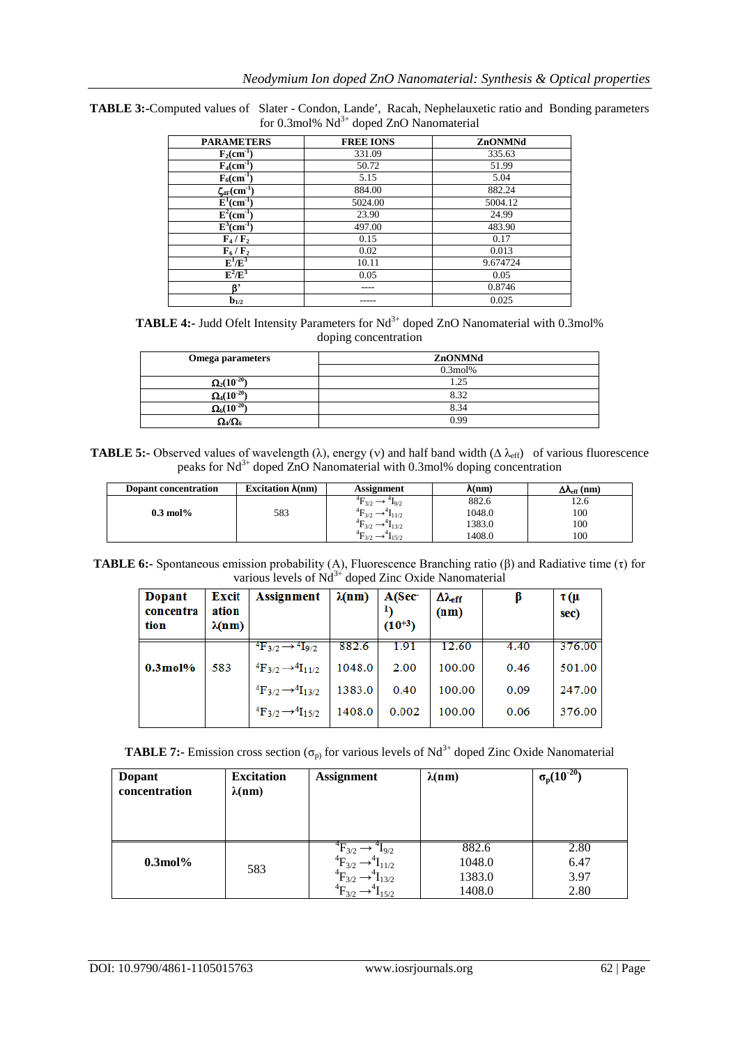**TABLE 3:-**Computed values of Slater - Condon, Lande′, Racah, Nephelauxetic ratio and Bonding parameters for 0.3mol% $Nd^{3+}$ doped ZnO Nanomaterial

| PARAMETERS | FREE IONS | ZnONMNd |
|---|---|---|
| $F_2(cm^{-1})$ | 331.09 | 335.63 |
| $F_4(cm^{-1})$ | 50.72 | 51.99 |
| $F_6(cm^{-1})$ | 5.15 | 5.04 |
| $\zeta_{4F}(cm^{-1})$ | 884.00 | 882.24 |
| $E^1(cm^{-1})$ | 5024.00 | 5004.12 |
| $E^2(cm^{-1})$ | 23.90 | 24.99 |
| $E^3(cm^{-1})$ | 497.00 | 483.90 |
| $F_4 / F_2$ | 0.15 | 0.17 |
| $F_6 / F_2$ | 0.02 | 0.013 |
| $E^1/E^3$ | 10.11 | 9.674724 |
| $E^2/E^3$ | 0.05 | 0.05 |
| $\beta'$ | ---- | 0.8746 |
| $b_{1/2}$ | ----- | 0.025 |

**TABLE 4:-** Judd Ofelt Intensity Parameters for $Nd^{3+}$ doped ZnO Nanomaterial with 0.3mol% doping concentration

| Omega parameters | ZnONMNd |
|---|---|
| | 0.3mol% |
| $\Omega_2(10^{-20})$ | 1.25 |
| $\Omega_4(10^{-20})$ | 8.32 |
| $\Omega_6(10^{-20})$ | 8.34 |
| $\Omega_4/\Omega_6$ | 0.99 |

**TABLE 5:-** Observed values of wavelength (λ), energy (ν) and half band width ($\Delta\lambda_{eff}$) of various fluorescence peaks for $Nd^{3+}$ doped ZnO Nanomaterial with 0.3mol% doping concentration

| Dopant concentration | Excitation λ(nm) | Assignment | λ(nm) | $\Delta\lambda_{eff}$ (nm) |
|---|---|---|---|---|
| 0.3 mol% | 583 | $^4F_{3/2} \rightarrow {}^4I_{9/2}$ | 882.6 | 12.6 |
| | | $^4F_{3/2} \rightarrow {}^4I_{11/2}$ | 1048.0 | 100 |
| | | $^4F_{3/2} \rightarrow {}^4I_{13/2}$ | 1383.0 | 100 |
| | | $^4F_{3/2} \rightarrow {}^4I_{15/2}$ | 1408.0 | 100 |

**TABLE 6:-** Spontaneous emission probability (A), Fluorescence Branching ratio (β) and Radiative time (τ) for various levels of $Nd^{3+}$ doped Zinc Oxide Nanomaterial

| Dopant concentration | Excitation λ(nm) | Assignment | λ(nm) | A(Sec$^{-1}$) $(10^{+3})$ | $\Delta\lambda_{eff}$ (nm) | β | τ (μ sec) |
|---|---|---|---|---|---|---|---|
| 0.3mol% | 583 | $^4F_{3/2} \rightarrow {}^4I_{9/2}$ | 882.6 | 1.91 | 12.60 | 4.40 | 376.00 |
| | | $^4F_{3/2} \rightarrow {}^4I_{11/2}$ | 1048.0 | 2.00 | 100.00 | 0.46 | 501.00 |
| | | $^4F_{3/2} \rightarrow {}^4I_{13/2}$ | 1383.0 | 0.40 | 100.00 | 0.09 | 247.00 |
| | | $^4F_{3/2} \rightarrow {}^4I_{15/2}$ | 1408.0 | 0.002 | 100.00 | 0.06 | 376.00 |

**TABLE 7:-** Emission cross section ($\sigma_p$) for various levels of $Nd^{3+}$ doped Zinc Oxide Nanomaterial

| Dopant concentration | Excitation λ(nm) | Assignment | λ(nm) | $\sigma_p(10^{-20})$ |
|---|---|---|---|---|
| 0.3mol% | 583 | $^4F_{3/2} \rightarrow {}^4I_{9/2}$ | 882.6 | 2.80 |
| | | $^4F_{3/2} \rightarrow {}^4I_{11/2}$ | 1048.0 | 6.47 |
| | | $^4F_{3/2} \rightarrow {}^4I_{13/2}$ | 1383.0 | 3.97 |
| | | $^4F_{3/2} \rightarrow {}^4I_{15/2}$ | 1408.0 | 2.80 |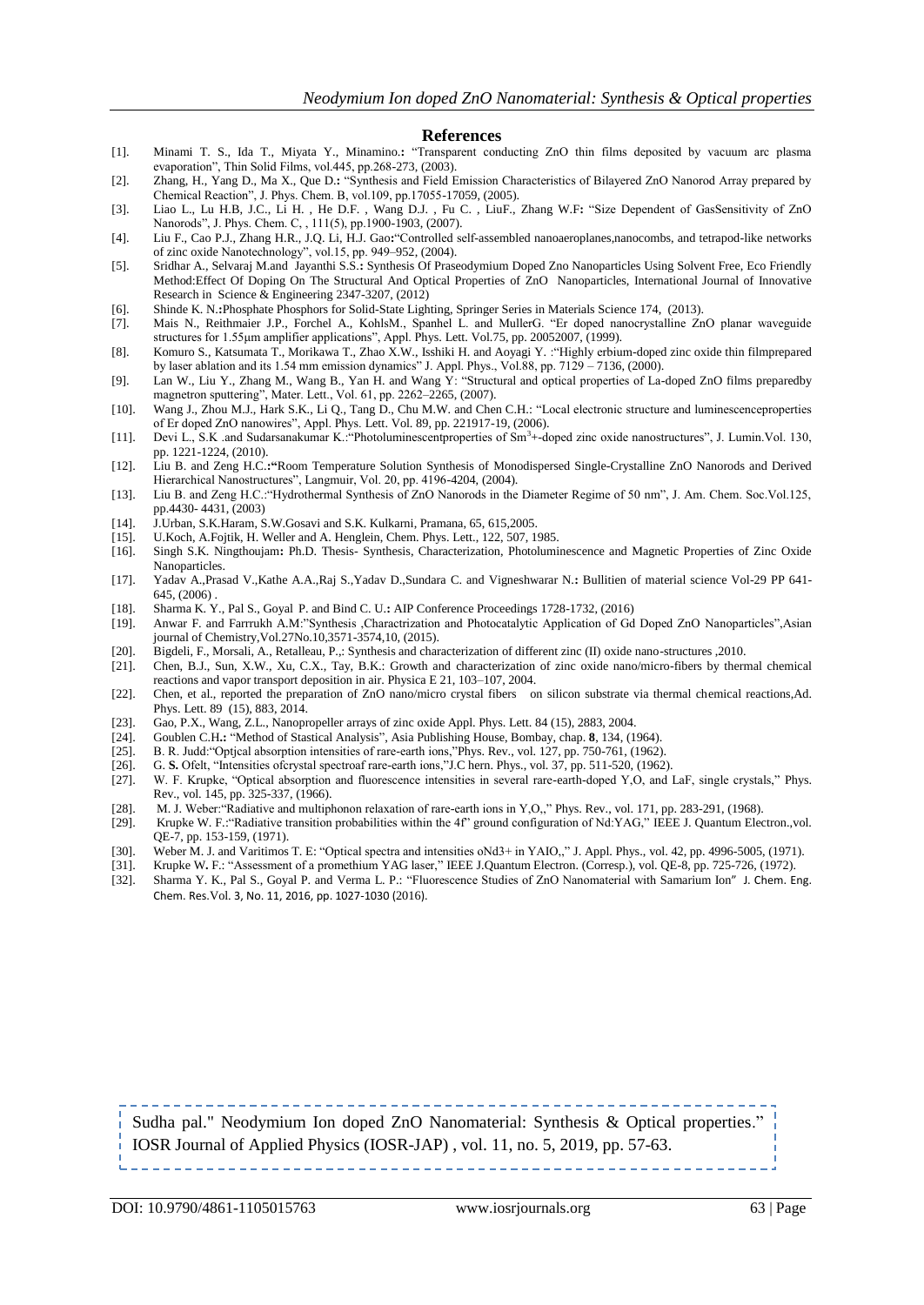## References

[1]. Minami T. S., Ida T., Miyata Y., Minamino.**:** "Transparent conducting ZnO thin films deposited by vacuum arc plasma evaporation", Thin Solid Films, vol.445, pp.268-273, (2003).

[2]. Zhang, H., Yang D., Ma X., Que D.**:** "Synthesis and Field Emission Characteristics of Bilayered ZnO Nanorod Array prepared by Chemical Reaction", J. Phys. Chem. B, vol.109, pp.17055-17059, (2005).

[3]. Liao L., Lu H.B, J.C., Li H. , He D.F. , Wang D.J. , Fu C. , LiuF., Zhang W.F**:** "Size Dependent of GasSensitivity of ZnO Nanorods", J. Phys. Chem. C, , 111(5), pp.1900-1903, (2007).

[4]. Liu F., Cao P.J., Zhang H.R., J.Q. Li, H.J. Gao**:**"Controlled self-assembled nanoaeroplanes,nanocombs, and tetrapod-like networks of zinc oxide Nanotechnology", vol.15, pp. 949–952, (2004).

[5]. Sridhar A., Selvaraj M.and Jayanthi S.S.**:** Synthesis Of Praseodymium Doped Zno Nanoparticles Using Solvent Free, Eco Friendly Method:Effect Of Doping On The Structural And Optical Properties of ZnO Nanoparticles, International Journal of Innovative Research in Science & Engineering 2347-3207, (2012)

[6]. Shinde K. N.**:**Phosphate Phosphors for Solid-State Lighting, Springer Series in Materials Science 174, (2013).

[7]. Mais N., Reithmaier J.P., Forchel A., KohlsM., Spanhel L. and MullerG. "Er doped nanocrystalline ZnO planar waveguide structures for 1.55μm amplifier applications", Appl. Phys. Lett. Vol.75, pp. 20052007, (1999).

[8]. Komuro S., Katsumata T., Morikawa T., Zhao X.W., Isshiki H. and Aoyagi Y. :"Highly erbium-doped zinc oxide thin filmprepared by laser ablation and its 1.54 mm emission dynamics" J. Appl. Phys., Vol.88, pp. 7129 – 7136, (2000).

[9]. Lan W., Liu Y., Zhang M., Wang B., Yan H. and Wang Y: "Structural and optical properties of La-doped ZnO films preparedby magnetron sputtering", Mater. Lett., Vol. 61, pp. 2262–2265, (2007).

[10]. Wang J., Zhou M.J., Hark S.K., Li Q., Tang D., Chu M.W. and Chen C.H.: "Local electronic structure and luminescenceproperties of Er doped ZnO nanowires", Appl. Phys. Lett. Vol. 89, pp. 221917-19, (2006).

[11]. Devi L., S.K .and Sudarsanakumar K.:"Photoluminescentproperties of $Sm^{3}$+-doped zinc oxide nanostructures", J. Lumin.Vol. 130, pp. 1221-1224, (2010).

[12]. Liu B. and Zeng H.C.**:"**Room Temperature Solution Synthesis of Monodispersed Single-Crystalline ZnO Nanorods and Derived Hierarchical Nanostructures", Langmuir, Vol. 20, pp. 4196-4204, (2004).

[13]. Liu B. and Zeng H.C.:"Hydrothermal Synthesis of ZnO Nanorods in the Diameter Regime of 50 nm", J. Am. Chem. Soc.Vol.125, pp.4430- 4431, (2003)

[14]. J.Urban, S.K.Haram, S.W.Gosavi and S.K. Kulkarni, Pramana, 65, 615,2005.

[15]. U.Koch, A.Fojtik, H. Weller and A. Henglein, Chem. Phys. Lett., 122, 507, 1985.

[16]. Singh S.K. Ningthoujam**:** Ph.D. Thesis- Synthesis, Characterization, Photoluminescence and Magnetic Properties of Zinc Oxide Nanoparticles.

[17]. Yadav A.,Prasad V.,Kathe A.A.,Raj S.,Yadav D.,Sundara C. and Vigneshwarar N.**:** Bullitien of material science Vol-29 PP 641-645, (2006) .

[18]. Sharma K. Y., Pal S., Goyal P. and Bind C. U.**:** AIP Conference Proceedings 1728-1732, (2016)

[19]. Anwar F. and Farrrukh A.M:"Synthesis ,Charactrization and Photocatalytic Application of Gd Doped ZnO Nanoparticles",Asian journal of Chemistry,Vol.27No.10,3571-3574,10, (2015).

[20]. Bigdeli, F., Morsali, A., Retalleau, P.,: Synthesis and characterization of different zinc (II) oxide nano-structures ,2010.

[21]. Chen, B.J., Sun, X.W., Xu, C.X., Tay, B.K.: Growth and characterization of zinc oxide nano/micro-fibers by thermal chemical reactions and vapor transport deposition in air. Physica E 21, 103–107, 2004.

[22]. Chen, et al., reported the preparation of ZnO nano/micro crystal fibers on silicon substrate via thermal chemical reactions,Ad. Phys. Lett. 89 (15), 883, 2014.

[23]. Gao, P.X., Wang, Z.L., Nanopropeller arrays of zinc oxide Appl. Phys. Lett. 84 (15), 2883, 2004.

[24]. Goublen C.H.**:** "Method of Stastical Analysis", Asia Publishing House, Bombay, chap. **8**, 134, (1964).

[25]. B. R. Judd:"Optjcal absorption intensities of rare-earth ions,"Phys. Rev., vol. 127, pp. 750-761, (1962).

[26]. G. **S.** Ofelt, "Intensities ofcrystal spectroaf rare-earth ions,"J.C hern. Phys., vol. 37, pp. 511-520, (1962).

[27]. W. F. Krupke, "Optical absorption and fluorescence intensities in several rare-earth-doped Y,O, and LaF, single crystals," Phys. Rev., vol. 145, pp. 325-337, (1966).

[28]. M. J. Weber:"Radiative and multiphonon relaxation of rare-earth ions in Y,O,," Phys. Rev., vol. 171, pp. 283-291, (1968).

[29]. Krupke W. F.:"Radiative transition probabilities within the 4f" ground configuration of Nd:YAG," IEEE J. Quantum Electron.,vol. QE-7, pp. 153-159, (1971).

[30]. Weber M. J. and Varitimos T. E: "Optical spectra and intensities oNd3+ in YAIO,," J. Appl. Phys., vol. 42, pp. 4996-5005, (1971).

[31]. Krupke W**.** F.: "Assessment of a promethium YAG laser," IEEE J.Quantum Electron. (Corresp.), vol. QE-8, pp. 725-726, (1972).

[32]. Sharma Y. K., Pal S., Goyal P. and Verma L. P.: "Fluorescence Studies of ZnO Nanomaterial with Samarium Ion" J. Chem. Eng. Chem. Res.Vol. 3, No. 11, 2016, pp. 1027-1030 (2016).

---

Sudha pal." Neodymium Ion doped ZnO Nanomaterial: Synthesis & Optical properties." IOSR Journal of Applied Physics (IOSR-JAP) , vol. 11, no. 5, 2019, pp. 57-63.